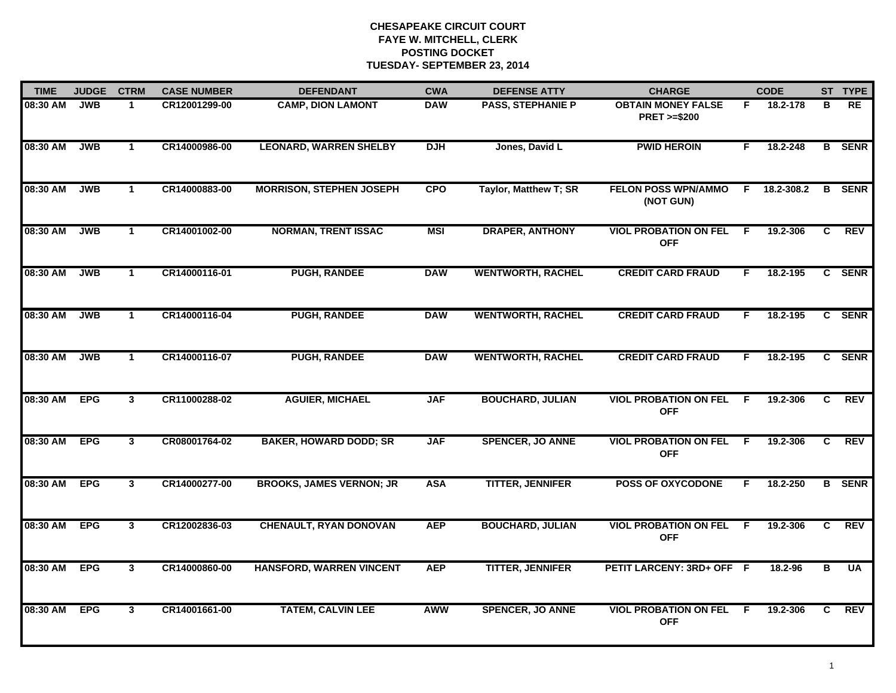# CHESAPEAKE CIRCUIT COURT
## FAYE W. MITCHELL, CLERK
## POSTING DOCKET
## TUESDAY- SEPTEMBER 23, 2014

| TIME | JUDGE | CTRM | CASE NUMBER | DEFENDANT | CWA | DEFENSE ATTY | CHARGE | | CODE | ST | TYPE |
|---|---|---|---|---|---|---|---|---|---|---|---|
| 08:30 AM | JWB | 1 | CR12001299-00 | CAMP, DION LAMONT | DAW | PASS, STEPHANIE P | OBTAIN MONEY FALSE PRET >=$200 | F | 18.2-178 | B | RE |
| 08:30 AM | JWB | 1 | CR14000986-00 | LEONARD, WARREN SHELBY | DJH | Jones, David L | PWID HEROIN | F | 18.2-248 | B | SENR |
| 08:30 AM | JWB | 1 | CR14000883-00 | MORRISON, STEPHEN JOSEPH | CPO | Taylor, Matthew T; SR | FELON POSS WPN/AMMO (NOT GUN) | F | 18.2-308.2 | B | SENR |
| 08:30 AM | JWB | 1 | CR14001002-00 | NORMAN, TRENT ISSAC | MSI | DRAPER, ANTHONY | VIOL PROBATION ON FEL OFF | F | 19.2-306 | C | REV |
| 08:30 AM | JWB | 1 | CR14000116-01 | PUGH, RANDEE | DAW | WENTWORTH, RACHEL | CREDIT CARD FRAUD | F | 18.2-195 | C | SENR |
| 08:30 AM | JWB | 1 | CR14000116-04 | PUGH, RANDEE | DAW | WENTWORTH, RACHEL | CREDIT CARD FRAUD | F | 18.2-195 | C | SENR |
| 08:30 AM | JWB | 1 | CR14000116-07 | PUGH, RANDEE | DAW | WENTWORTH, RACHEL | CREDIT CARD FRAUD | F | 18.2-195 | C | SENR |
| 08:30 AM | EPG | 3 | CR11000288-02 | AGUIER, MICHAEL | JAF | BOUCHARD, JULIAN | VIOL PROBATION ON FEL OFF | F | 19.2-306 | C | REV |
| 08:30 AM | EPG | 3 | CR08001764-02 | BAKER, HOWARD DODD; SR | JAF | SPENCER, JO ANNE | VIOL PROBATION ON FEL OFF | F | 19.2-306 | C | REV |
| 08:30 AM | EPG | 3 | CR14000277-00 | BROOKS, JAMES VERNON; JR | ASA | TITTER, JENNIFER | POSS OF OXYCODONE | F | 18.2-250 | B | SENR |
| 08:30 AM | EPG | 3 | CR12002836-03 | CHENAULT, RYAN DONOVAN | AEP | BOUCHARD, JULIAN | VIOL PROBATION ON FEL OFF | F | 19.2-306 | C | REV |
| 08:30 AM | EPG | 3 | CR14000860-00 | HANSFORD, WARREN VINCENT | AEP | TITTER, JENNIFER | PETIT LARCENY: 3RD+ OFF | F | 18.2-96 | B | UA |
| 08:30 AM | EPG | 3 | CR14001661-00 | TATEM, CALVIN LEE | AWW | SPENCER, JO ANNE | VIOL PROBATION ON FEL OFF | F | 19.2-306 | C | REV |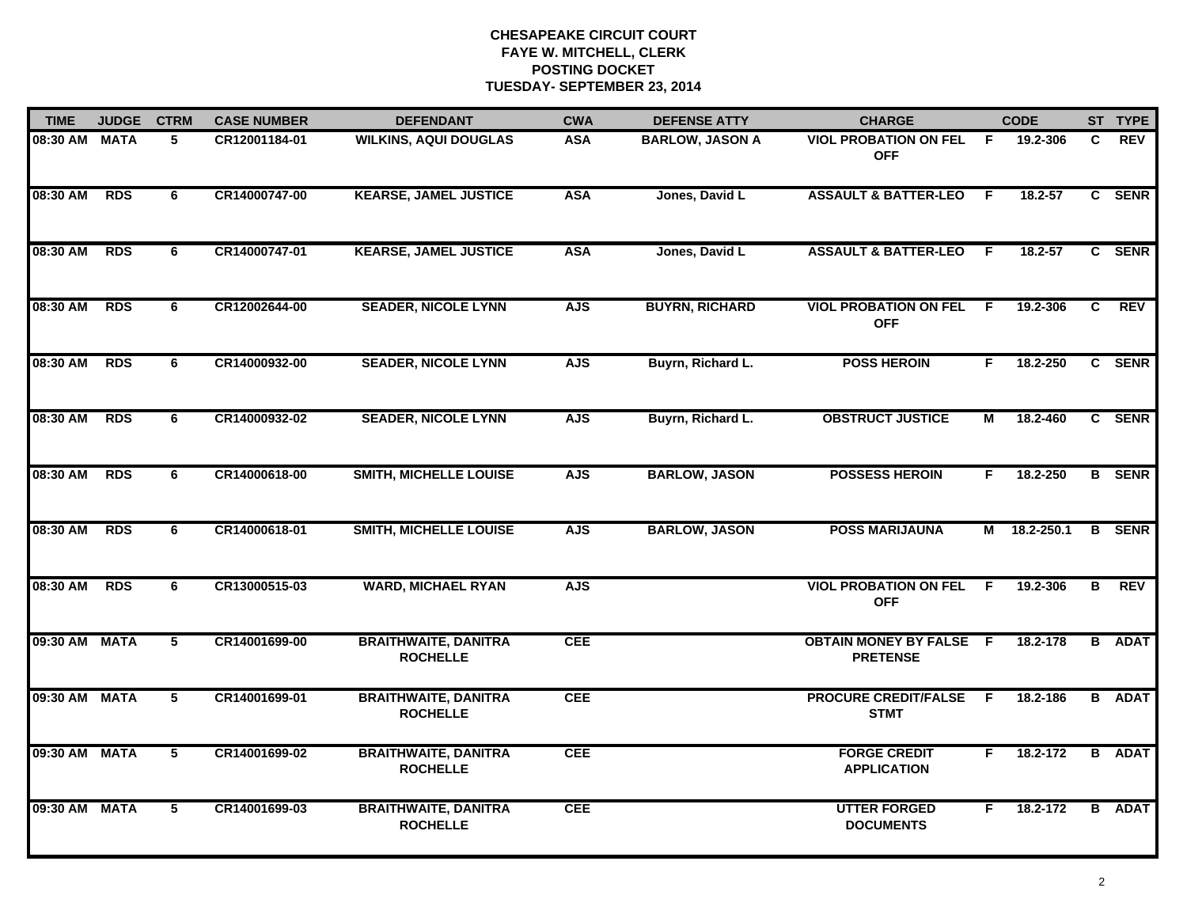**CHESAPEAKE CIRCUIT COURT**
**FAYE W. MITCHELL, CLERK**
**POSTING DOCKET**
**TUESDAY- SEPTEMBER 23, 2014**

| TIME | JUDGE | CTRM | CASE NUMBER | DEFENDANT | CWA | DEFENSE ATTY | CHARGE | | CODE | ST | TYPE |
|---|---|---|---|---|---|---|---|---|---|---|---|
| 08:30 AM | MATA | 5 | CR12001184-01 | WILKINS, AQUI DOUGLAS | ASA | BARLOW, JASON A | VIOL PROBATION ON FEL OFF | F | 19.2-306 | C | REV |
| 08:30 AM | RDS | 6 | CR14000747-00 | KEARSE, JAMEL JUSTICE | ASA | Jones, David L | ASSAULT & BATTER-LEO | F | 18.2-57 | C | SENR |
| 08:30 AM | RDS | 6 | CR14000747-01 | KEARSE, JAMEL JUSTICE | ASA | Jones, David L | ASSAULT & BATTER-LEO | F | 18.2-57 | C | SENR |
| 08:30 AM | RDS | 6 | CR12002644-00 | SEADER, NICOLE LYNN | AJS | BUYRN, RICHARD | VIOL PROBATION ON FEL OFF | F | 19.2-306 | C | REV |
| 08:30 AM | RDS | 6 | CR14000932-00 | SEADER, NICOLE LYNN | AJS | Buyrn, Richard L. | POSS HEROIN | F | 18.2-250 | C | SENR |
| 08:30 AM | RDS | 6 | CR14000932-02 | SEADER, NICOLE LYNN | AJS | Buyrn, Richard L. | OBSTRUCT JUSTICE | M | 18.2-460 | C | SENR |
| 08:30 AM | RDS | 6 | CR14000618-00 | SMITH, MICHELLE LOUISE | AJS | BARLOW, JASON | POSSESS HEROIN | F | 18.2-250 | B | SENR |
| 08:30 AM | RDS | 6 | CR14000618-01 | SMITH, MICHELLE LOUISE | AJS | BARLOW, JASON | POSS MARIJAUNA | M | 18.2-250.1 | B | SENR |
| 08:30 AM | RDS | 6 | CR13000515-03 | WARD, MICHAEL RYAN | AJS | | VIOL PROBATION ON FEL OFF | F | 19.2-306 | B | REV |
| 09:30 AM | MATA | 5 | CR14001699-00 | BRAITHWAITE, DANITRA ROCHELLE | CEE | | OBTAIN MONEY BY FALSE PRETENSE | F | 18.2-178 | B | ADAT |
| 09:30 AM | MATA | 5 | CR14001699-01 | BRAITHWAITE, DANITRA ROCHELLE | CEE | | PROCURE CREDIT/FALSE STMT | F | 18.2-186 | B | ADAT |
| 09:30 AM | MATA | 5 | CR14001699-02 | BRAITHWAITE, DANITRA ROCHELLE | CEE | | FORGE CREDIT APPLICATION | F | 18.2-172 | B | ADAT |
| 09:30 AM | MATA | 5 | CR14001699-03 | BRAITHWAITE, DANITRA ROCHELLE | CEE | | UTTER FORGED DOCUMENTS | F | 18.2-172 | B | ADAT |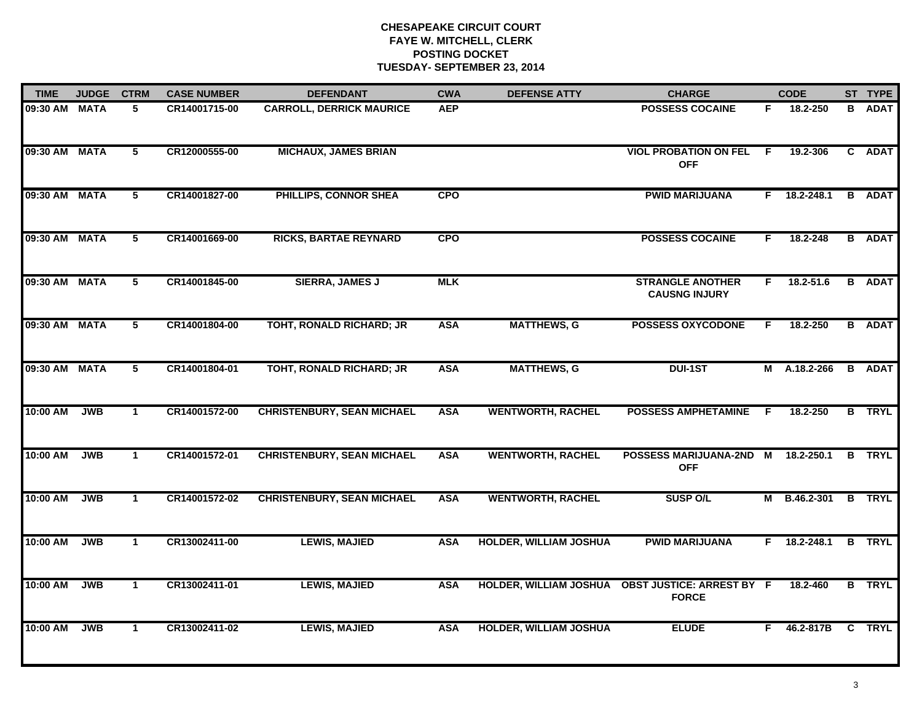# CHESAPEAKE CIRCUIT COURT
## FAYE W. MITCHELL, CLERK
## POSTING DOCKET
## TUESDAY- SEPTEMBER 23, 2014

| TIME | JUDGE | CTRM | CASE NUMBER | DEFENDANT | CWA | DEFENSE ATTY | CHARGE | | CODE | ST | TYPE |
|---|---|---|---|---|---|---|---|---|---|---|---|
| 09:30 AM | MATA | 5 | CR14001715-00 | CARROLL, DERRICK MAURICE | AEP | | POSSESS COCAINE | F | 18.2-250 | B | ADAT |
| 09:30 AM | MATA | 5 | CR12000555-00 | MICHAUX, JAMES BRIAN | | | VIOL PROBATION ON FEL OFF | F | 19.2-306 | C | ADAT |
| 09:30 AM | MATA | 5 | CR14001827-00 | PHILLIPS, CONNOR SHEA | CPO | | PWID MARIJUANA | F | 18.2-248.1 | B | ADAT |
| 09:30 AM | MATA | 5 | CR14001669-00 | RICKS, BARTAE REYNARD | CPO | | POSSESS COCAINE | F | 18.2-248 | B | ADAT |
| 09:30 AM | MATA | 5 | CR14001845-00 | SIERRA, JAMES J | MLK | | STRANGLE ANOTHER CAUSNG INJURY | F | 18.2-51.6 | B | ADAT |
| 09:30 AM | MATA | 5 | CR14001804-00 | TOHT, RONALD RICHARD; JR | ASA | MATTHEWS, G | POSSESS OXYCODONE | F | 18.2-250 | B | ADAT |
| 09:30 AM | MATA | 5 | CR14001804-01 | TOHT, RONALD RICHARD; JR | ASA | MATTHEWS, G | DUI-1ST | M | A.18.2-266 | B | ADAT |
| 10:00 AM | JWB | 1 | CR14001572-00 | CHRISTENBURY, SEAN MICHAEL | ASA | WENTWORTH, RACHEL | POSSESS AMPHETAMINE | F | 18.2-250 | B | TRYL |
| 10:00 AM | JWB | 1 | CR14001572-01 | CHRISTENBURY, SEAN MICHAEL | ASA | WENTWORTH, RACHEL | POSSESS MARIJUANA-2ND OFF | M | 18.2-250.1 | B | TRYL |
| 10:00 AM | JWB | 1 | CR14001572-02 | CHRISTENBURY, SEAN MICHAEL | ASA | WENTWORTH, RACHEL | SUSP O/L | M | B.46.2-301 | B | TRYL |
| 10:00 AM | JWB | 1 | CR13002411-00 | LEWIS, MAJIED | ASA | HOLDER, WILLIAM JOSHUA | PWID MARIJUANA | F | 18.2-248.1 | B | TRYL |
| 10:00 AM | JWB | 1 | CR13002411-01 | LEWIS, MAJIED | ASA | HOLDER, WILLIAM JOSHUA | OBST JUSTICE: ARREST BY FORCE | F | 18.2-460 | B | TRYL |
| 10:00 AM | JWB | 1 | CR13002411-02 | LEWIS, MAJIED | ASA | HOLDER, WILLIAM JOSHUA | ELUDE | F | 46.2-817B | C | TRYL |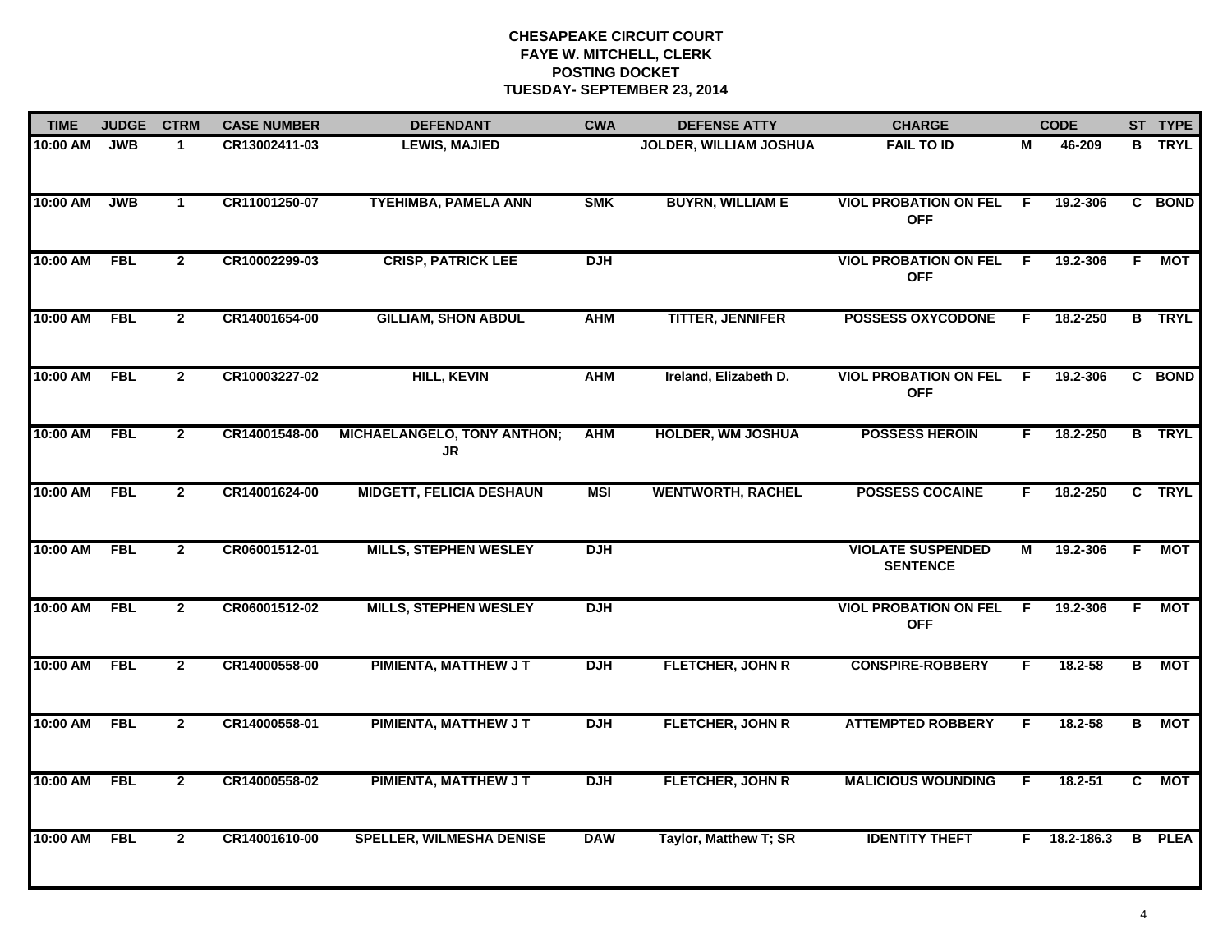# CHESAPEAKE CIRCUIT COURT
## FAYE W. MITCHELL, CLERK
## POSTING DOCKET
## TUESDAY- SEPTEMBER 23, 2014

| TIME | JUDGE | CTRM | CASE NUMBER | DEFENDANT | CWA | DEFENSE ATTY | CHARGE | | CODE | ST | TYPE |
|---|---|---|---|---|---|---|---|---|---|---|---|
| 10:00 AM | JWB | 1 | CR13002411-03 | LEWIS, MAJIED | | JOLDER, WILLIAM JOSHUA | FAIL TO ID | M | 46-209 | B | TRYL |
| 10:00 AM | JWB | 1 | CR11001250-07 | TYEHIMBA, PAMELA ANN | SMK | BUYRN, WILLIAM E | VIOL PROBATION ON FEL OFF | F | 19.2-306 | C | BOND |
| 10:00 AM | FBL | 2 | CR10002299-03 | CRISP, PATRICK LEE | DJH | | VIOL PROBATION ON FEL OFF | F | 19.2-306 | F | MOT |
| 10:00 AM | FBL | 2 | CR14001654-00 | GILLIAM, SHON ABDUL | AHM | TITTER, JENNIFER | POSSESS OXYCODONE | F | 18.2-250 | B | TRYL |
| 10:00 AM | FBL | 2 | CR10003227-02 | HILL, KEVIN | AHM | Ireland, Elizabeth D. | VIOL PROBATION ON FEL OFF | F | 19.2-306 | C | BOND |
| 10:00 AM | FBL | 2 | CR14001548-00 | MICHAELANGELO, TONY ANTHON; JR | AHM | HOLDER, WM JOSHUA | POSSESS HEROIN | F | 18.2-250 | B | TRYL |
| 10:00 AM | FBL | 2 | CR14001624-00 | MIDGETT, FELICIA DESHAUN | MSI | WENTWORTH, RACHEL | POSSESS COCAINE | F | 18.2-250 | C | TRYL |
| 10:00 AM | FBL | 2 | CR06001512-01 | MILLS, STEPHEN WESLEY | DJH | | VIOLATE SUSPENDED SENTENCE | M | 19.2-306 | F | MOT |
| 10:00 AM | FBL | 2 | CR06001512-02 | MILLS, STEPHEN WESLEY | DJH | | VIOL PROBATION ON FEL OFF | F | 19.2-306 | F | MOT |
| 10:00 AM | FBL | 2 | CR14000558-00 | PIMIENTA, MATTHEW J T | DJH | FLETCHER, JOHN R | CONSPIRE-ROBBERY | F | 18.2-58 | B | MOT |
| 10:00 AM | FBL | 2 | CR14000558-01 | PIMIENTA, MATTHEW J T | DJH | FLETCHER, JOHN R | ATTEMPTED ROBBERY | F | 18.2-58 | B | MOT |
| 10:00 AM | FBL | 2 | CR14000558-02 | PIMIENTA, MATTHEW J T | DJH | FLETCHER, JOHN R | MALICIOUS WOUNDING | F | 18.2-51 | C | MOT |
| 10:00 AM | FBL | 2 | CR14001610-00 | SPELLER, WILMESHA DENISE | DAW | Taylor, Matthew T; SR | IDENTITY THEFT | F | 18.2-186.3 | B | PLEA |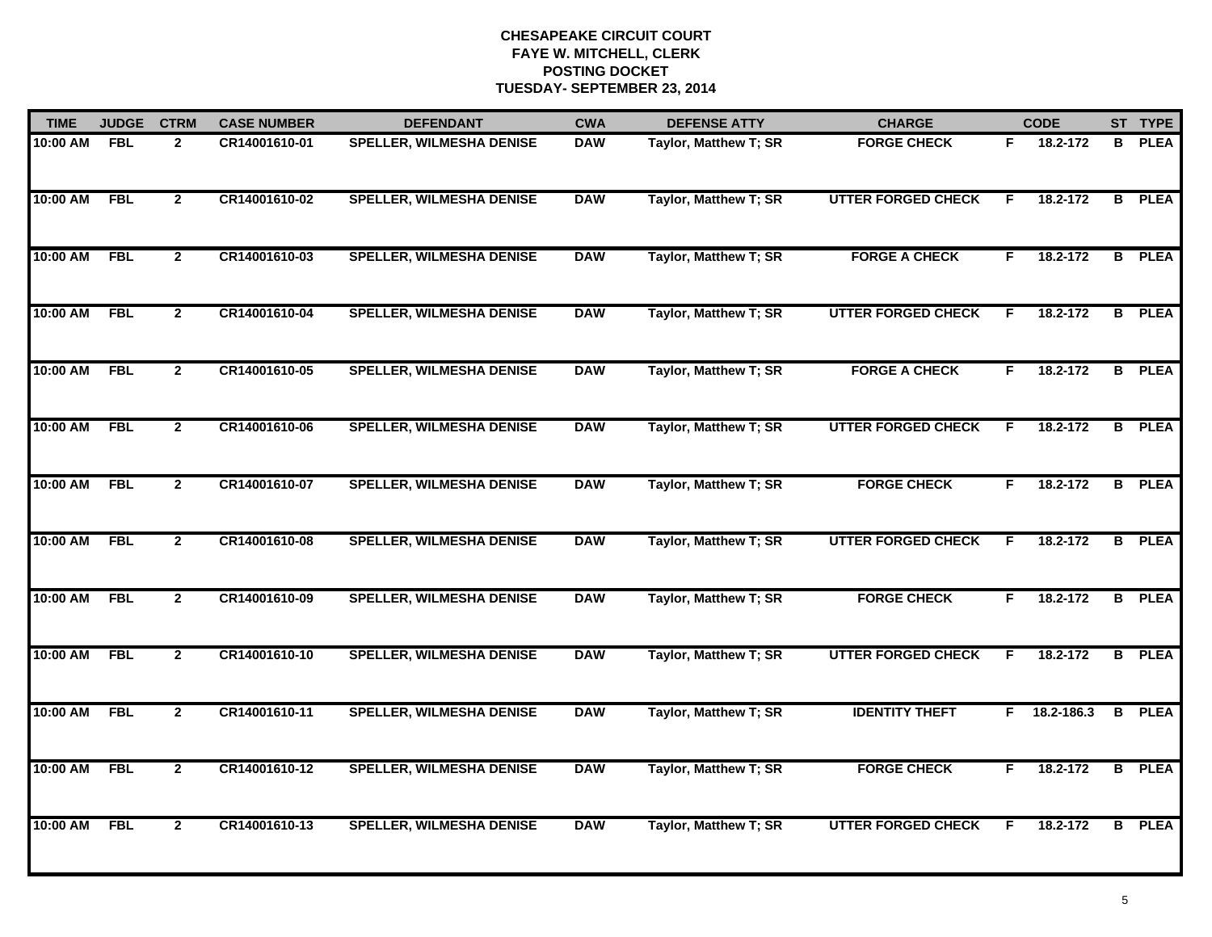**CHESAPEAKE CIRCUIT COURT**
**FAYE W. MITCHELL, CLERK**
**POSTING DOCKET**
**TUESDAY- SEPTEMBER 23, 2014**

| TIME | JUDGE | CTRM | CASE NUMBER | DEFENDANT | CWA | DEFENSE ATTY | CHARGE | | CODE | ST | TYPE |
|---|---|---|---|---|---|---|---|---|---|---|---|
| 10:00 AM | FBL | 2 | CR14001610-01 | SPELLER, WILMESHA DENISE | DAW | Taylor, Matthew T; SR | FORGE CHECK | F | 18.2-172 | B | PLEA |
| 10:00 AM | FBL | 2 | CR14001610-02 | SPELLER, WILMESHA DENISE | DAW | Taylor, Matthew T; SR | UTTER FORGED CHECK | F | 18.2-172 | B | PLEA |
| 10:00 AM | FBL | 2 | CR14001610-03 | SPELLER, WILMESHA DENISE | DAW | Taylor, Matthew T; SR | FORGE A CHECK | F | 18.2-172 | B | PLEA |
| 10:00 AM | FBL | 2 | CR14001610-04 | SPELLER, WILMESHA DENISE | DAW | Taylor, Matthew T; SR | UTTER FORGED CHECK | F | 18.2-172 | B | PLEA |
| 10:00 AM | FBL | 2 | CR14001610-05 | SPELLER, WILMESHA DENISE | DAW | Taylor, Matthew T; SR | FORGE A CHECK | F | 18.2-172 | B | PLEA |
| 10:00 AM | FBL | 2 | CR14001610-06 | SPELLER, WILMESHA DENISE | DAW | Taylor, Matthew T; SR | UTTER FORGED CHECK | F | 18.2-172 | B | PLEA |
| 10:00 AM | FBL | 2 | CR14001610-07 | SPELLER, WILMESHA DENISE | DAW | Taylor, Matthew T; SR | FORGE CHECK | F | 18.2-172 | B | PLEA |
| 10:00 AM | FBL | 2 | CR14001610-08 | SPELLER, WILMESHA DENISE | DAW | Taylor, Matthew T; SR | UTTER FORGED CHECK | F | 18.2-172 | B | PLEA |
| 10:00 AM | FBL | 2 | CR14001610-09 | SPELLER, WILMESHA DENISE | DAW | Taylor, Matthew T; SR | FORGE CHECK | F | 18.2-172 | B | PLEA |
| 10:00 AM | FBL | 2 | CR14001610-10 | SPELLER, WILMESHA DENISE | DAW | Taylor, Matthew T; SR | UTTER FORGED CHECK | F | 18.2-172 | B | PLEA |
| 10:00 AM | FBL | 2 | CR14001610-11 | SPELLER, WILMESHA DENISE | DAW | Taylor, Matthew T; SR | IDENTITY THEFT | F | 18.2-186.3 | B | PLEA |
| 10:00 AM | FBL | 2 | CR14001610-12 | SPELLER, WILMESHA DENISE | DAW | Taylor, Matthew T; SR | FORGE CHECK | F | 18.2-172 | B | PLEA |
| 10:00 AM | FBL | 2 | CR14001610-13 | SPELLER, WILMESHA DENISE | DAW | Taylor, Matthew T; SR | UTTER FORGED CHECK | F | 18.2-172 | B | PLEA |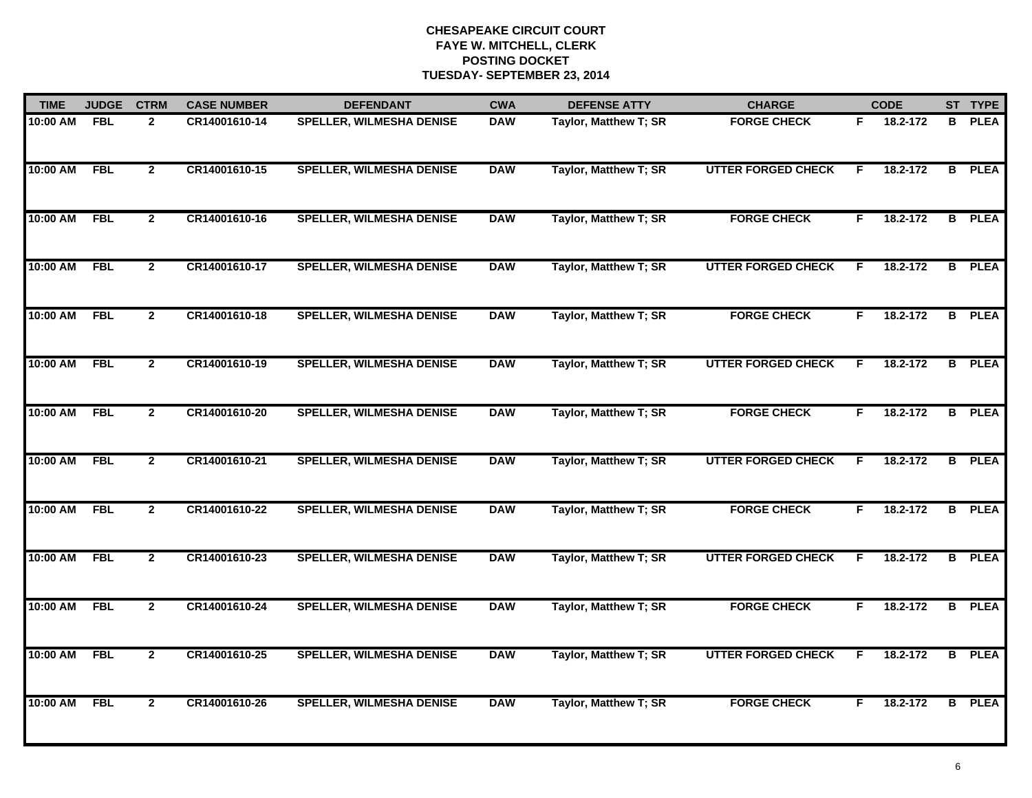**CHESAPEAKE CIRCUIT COURT**
**FAYE W. MITCHELL, CLERK**
**POSTING DOCKET**
**TUESDAY- SEPTEMBER 23, 2014**

| TIME | JUDGE | CTRM | CASE NUMBER | DEFENDANT | CWA | DEFENSE ATTY | CHARGE | | CODE | ST | TYPE |
|---|---|---|---|---|---|---|---|---|---|---|---|
| 10:00 AM | FBL | 2 | CR14001610-14 | SPELLER, WILMESHA DENISE | DAW | Taylor, Matthew T; SR | FORGE CHECK | F | 18.2-172 | B | PLEA |
| 10:00 AM | FBL | 2 | CR14001610-15 | SPELLER, WILMESHA DENISE | DAW | Taylor, Matthew T; SR | UTTER FORGED CHECK | F | 18.2-172 | B | PLEA |
| 10:00 AM | FBL | 2 | CR14001610-16 | SPELLER, WILMESHA DENISE | DAW | Taylor, Matthew T; SR | FORGE CHECK | F | 18.2-172 | B | PLEA |
| 10:00 AM | FBL | 2 | CR14001610-17 | SPELLER, WILMESHA DENISE | DAW | Taylor, Matthew T; SR | UTTER FORGED CHECK | F | 18.2-172 | B | PLEA |
| 10:00 AM | FBL | 2 | CR14001610-18 | SPELLER, WILMESHA DENISE | DAW | Taylor, Matthew T; SR | FORGE CHECK | F | 18.2-172 | B | PLEA |
| 10:00 AM | FBL | 2 | CR14001610-19 | SPELLER, WILMESHA DENISE | DAW | Taylor, Matthew T; SR | UTTER FORGED CHECK | F | 18.2-172 | B | PLEA |
| 10:00 AM | FBL | 2 | CR14001610-20 | SPELLER, WILMESHA DENISE | DAW | Taylor, Matthew T; SR | FORGE CHECK | F | 18.2-172 | B | PLEA |
| 10:00 AM | FBL | 2 | CR14001610-21 | SPELLER, WILMESHA DENISE | DAW | Taylor, Matthew T; SR | UTTER FORGED CHECK | F | 18.2-172 | B | PLEA |
| 10:00 AM | FBL | 2 | CR14001610-22 | SPELLER, WILMESHA DENISE | DAW | Taylor, Matthew T; SR | FORGE CHECK | F | 18.2-172 | B | PLEA |
| 10:00 AM | FBL | 2 | CR14001610-23 | SPELLER, WILMESHA DENISE | DAW | Taylor, Matthew T; SR | UTTER FORGED CHECK | F | 18.2-172 | B | PLEA |
| 10:00 AM | FBL | 2 | CR14001610-24 | SPELLER, WILMESHA DENISE | DAW | Taylor, Matthew T; SR | FORGE CHECK | F | 18.2-172 | B | PLEA |
| 10:00 AM | FBL | 2 | CR14001610-25 | SPELLER, WILMESHA DENISE | DAW | Taylor, Matthew T; SR | UTTER FORGED CHECK | F | 18.2-172 | B | PLEA |
| 10:00 AM | FBL | 2 | CR14001610-26 | SPELLER, WILMESHA DENISE | DAW | Taylor, Matthew T; SR | FORGE CHECK | F | 18.2-172 | B | PLEA |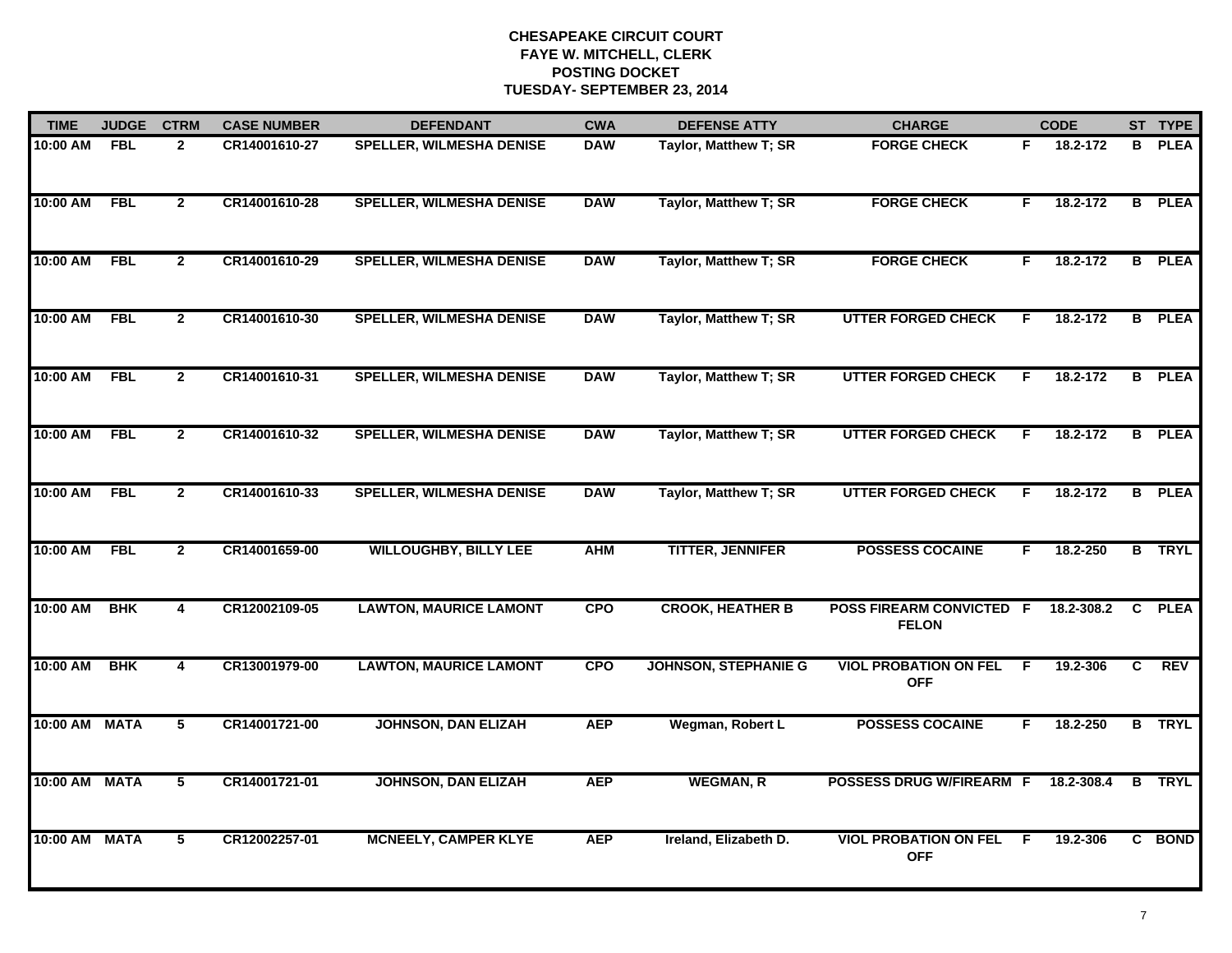# CHESAPEAKE CIRCUIT COURT
## FAYE W. MITCHELL, CLERK
## POSTING DOCKET
## TUESDAY- SEPTEMBER 23, 2014

| TIME | JUDGE | CTRM | CASE NUMBER | DEFENDANT | CWA | DEFENSE ATTY | CHARGE | | CODE | ST | TYPE |
|---|---|---|---|---|---|---|---|---|---|---|---|
| 10:00 AM | FBL | 2 | CR14001610-27 | SPELLER, WILMESHA DENISE | DAW | Taylor, Matthew T; SR | FORGE CHECK | F | 18.2-172 | B | PLEA |
| 10:00 AM | FBL | 2 | CR14001610-28 | SPELLER, WILMESHA DENISE | DAW | Taylor, Matthew T; SR | FORGE CHECK | F | 18.2-172 | B | PLEA |
| 10:00 AM | FBL | 2 | CR14001610-29 | SPELLER, WILMESHA DENISE | DAW | Taylor, Matthew T; SR | FORGE CHECK | F | 18.2-172 | B | PLEA |
| 10:00 AM | FBL | 2 | CR14001610-30 | SPELLER, WILMESHA DENISE | DAW | Taylor, Matthew T; SR | UTTER FORGED CHECK | F | 18.2-172 | B | PLEA |
| 10:00 AM | FBL | 2 | CR14001610-31 | SPELLER, WILMESHA DENISE | DAW | Taylor, Matthew T; SR | UTTER FORGED CHECK | F | 18.2-172 | B | PLEA |
| 10:00 AM | FBL | 2 | CR14001610-32 | SPELLER, WILMESHA DENISE | DAW | Taylor, Matthew T; SR | UTTER FORGED CHECK | F | 18.2-172 | B | PLEA |
| 10:00 AM | FBL | 2 | CR14001610-33 | SPELLER, WILMESHA DENISE | DAW | Taylor, Matthew T; SR | UTTER FORGED CHECK | F | 18.2-172 | B | PLEA |
| 10:00 AM | FBL | 2 | CR14001659-00 | WILLOUGHBY, BILLY LEE | AHM | TITTER, JENNIFER | POSSESS COCAINE | F | 18.2-250 | B | TRYL |
| 10:00 AM | BHK | 4 | CR12002109-05 | LAWTON, MAURICE LAMONT | CPO | CROOK, HEATHER B | POSS FIREARM CONVICTED FELON | F | 18.2-308.2 | C | PLEA |
| 10:00 AM | BHK | 4 | CR13001979-00 | LAWTON, MAURICE LAMONT | CPO | JOHNSON, STEPHANIE G | VIOL PROBATION ON FEL OFF | F | 19.2-306 | C | REV |
| 10:00 AM | MATA | 5 | CR14001721-00 | JOHNSON, DAN ELIZAH | AEP | Wegman, Robert L | POSSESS COCAINE | F | 18.2-250 | B | TRYL |
| 10:00 AM | MATA | 5 | CR14001721-01 | JOHNSON, DAN ELIZAH | AEP | WEGMAN, R | POSSESS DRUG W/FIREARM | F | 18.2-308.4 | B | TRYL |
| 10:00 AM | MATA | 5 | CR12002257-01 | MCNEELY, CAMPER KLYE | AEP | Ireland, Elizabeth D. | VIOL PROBATION ON FEL OFF | F | 19.2-306 | C | BOND |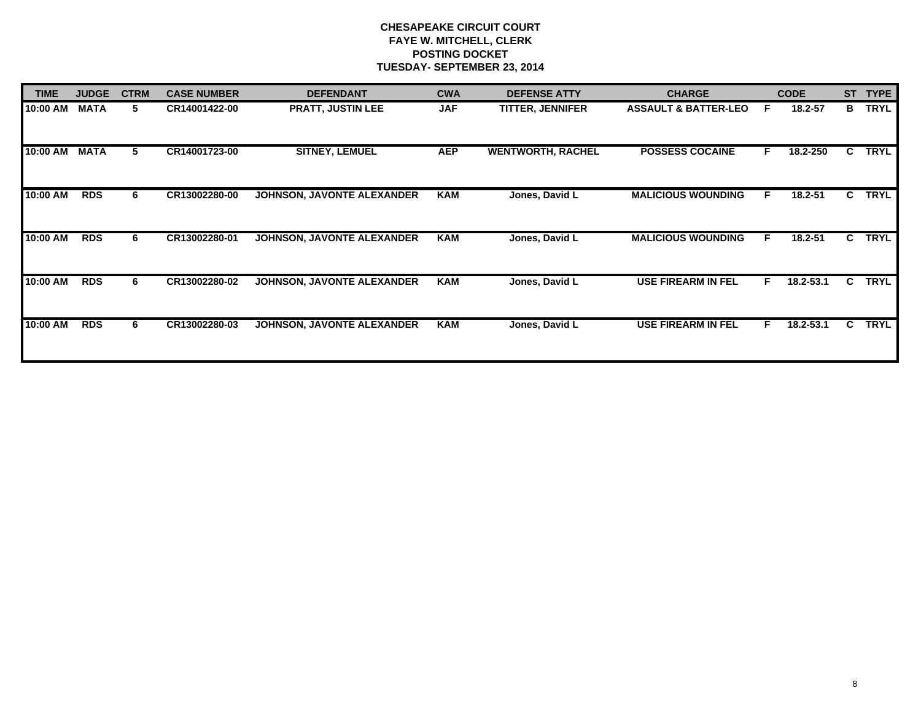# CHESAPEAKE CIRCUIT COURT
## FAYE W. MITCHELL, CLERK
## POSTING DOCKET
## TUESDAY- SEPTEMBER 23, 2014

| TIME | JUDGE | CTRM | CASE NUMBER | DEFENDANT | CWA | DEFENSE ATTY | CHARGE | | CODE | ST | TYPE |
|---|---|---|---|---|---|---|---|---|---|---|---|
| 10:00 AM | MATA | 5 | CR14001422-00 | PRATT, JUSTIN LEE | JAF | TITTER, JENNIFER | ASSAULT & BATTER-LEO | F | 18.2-57 | B | TRYL |
| 10:00 AM | MATA | 5 | CR14001723-00 | SITNEY, LEMUEL | AEP | WENTWORTH, RACHEL | POSSESS COCAINE | F | 18.2-250 | C | TRYL |
| 10:00 AM | RDS | 6 | CR13002280-00 | JOHNSON, JAVONTE ALEXANDER | KAM | Jones, David L | MALICIOUS WOUNDING | F | 18.2-51 | C | TRYL |
| 10:00 AM | RDS | 6 | CR13002280-01 | JOHNSON, JAVONTE ALEXANDER | KAM | Jones, David L | MALICIOUS WOUNDING | F | 18.2-51 | C | TRYL |
| 10:00 AM | RDS | 6 | CR13002280-02 | JOHNSON, JAVONTE ALEXANDER | KAM | Jones, David L | USE FIREARM IN FEL | F | 18.2-53.1 | C | TRYL |
| 10:00 AM | RDS | 6 | CR13002280-03 | JOHNSON, JAVONTE ALEXANDER | KAM | Jones, David L | USE FIREARM IN FEL | F | 18.2-53.1 | C | TRYL |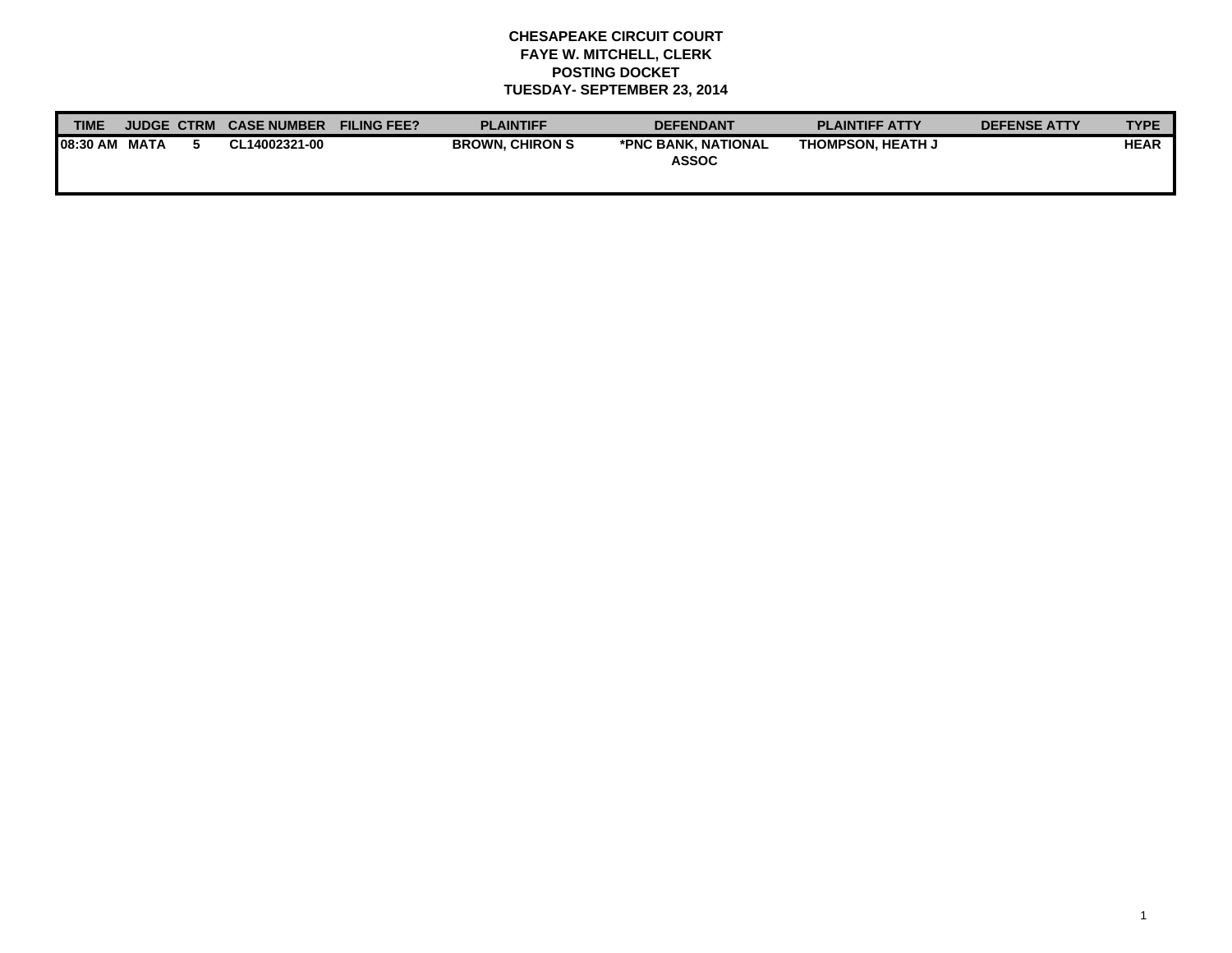**CHESAPEAKE CIRCUIT COURT**
**FAYE W. MITCHELL, CLERK**
**POSTING DOCKET**
**TUESDAY- SEPTEMBER 23, 2014**

| TIME | JUDGE | CTRM | CASE NUMBER | FILING FEE? | PLAINTIFF | DEFENDANT | PLAINTIFF ATTY | DEFENSE ATTY | TYPE |
|---|---|---|---|---|---|---|---|---|---|
| 08:30 AM | MATA | 5 | CL14002321-00 | | BROWN, CHIRON S | *PNC BANK, NATIONAL ASSOC | THOMPSON, HEATH J | | HEAR |